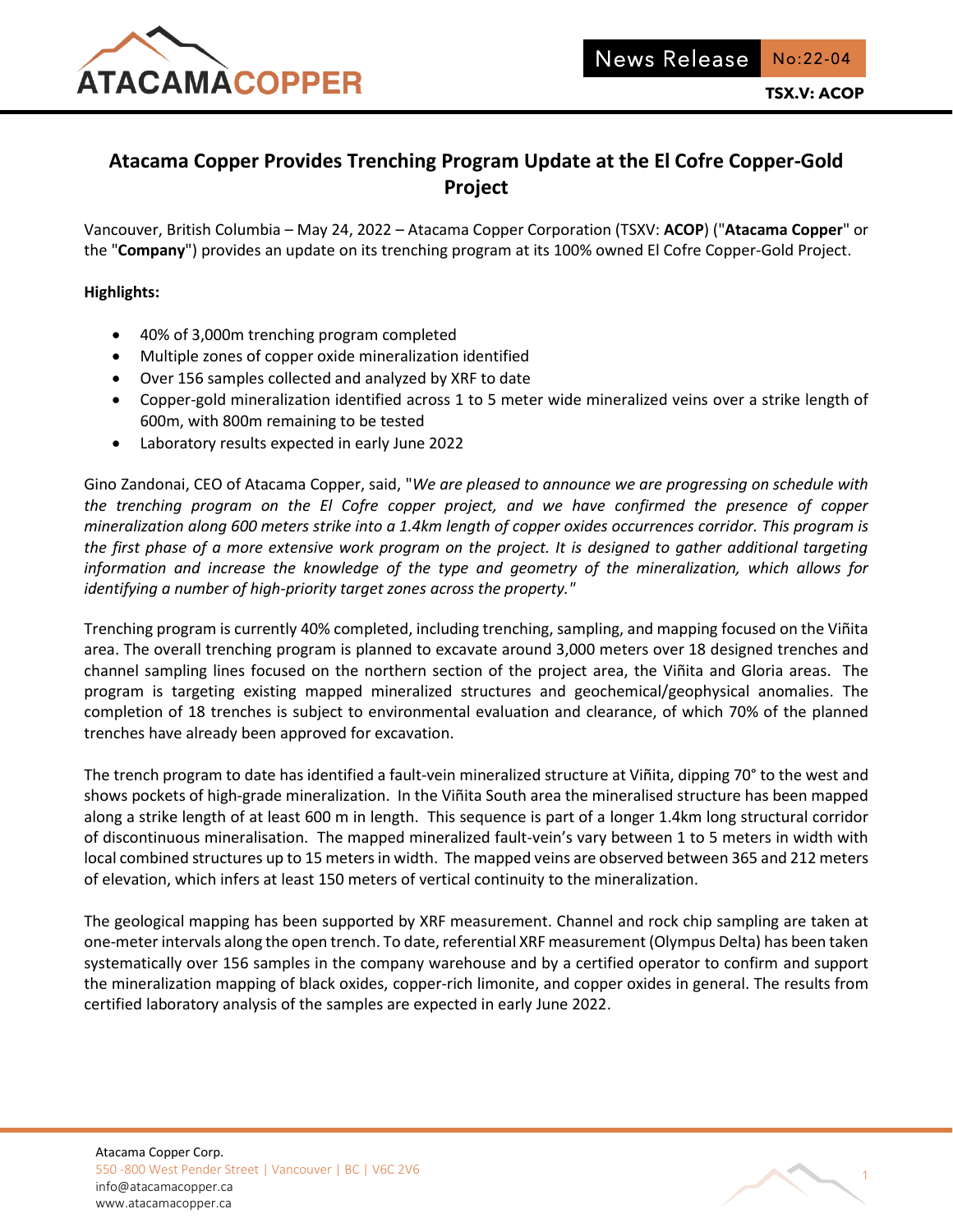ATACAMA COPPER

News Release No:22-04

**TSX.V: ACOP**

# Atacama Copper Provides Trenching Program Update at the El Cofre Copper-Gold Project

Vancouver, British Columbia – May 24, 2022 – Atacama Copper Corporation (TSXV: **ACOP**) ("**Atacama Copper**" or the "**Company**") provides an update on its trenching program at its 100% owned El Cofre Copper-Gold Project.

**Highlights:**

- 40% of 3,000m trenching program completed
- Multiple zones of copper oxide mineralization identified
- Over 156 samples collected and analyzed by XRF to date
- Copper-gold mineralization identified across 1 to 5 meter wide mineralized veins over a strike length of 600m, with 800m remaining to be tested
- Laboratory results expected in early June 2022

Gino Zandonai, CEO of Atacama Copper, said, "*We are pleased to announce we are progressing on schedule with the trenching program on the El Cofre copper project, and we have confirmed the presence of copper mineralization along 600 meters strike into a 1.4km length of copper oxides occurrences corridor. This program is the first phase of a more extensive work program on the project. It is designed to gather additional targeting information and increase the knowledge of the type and geometry of the mineralization, which allows for identifying a number of high-priority target zones across the property.*"

Trenching program is currently 40% completed, including trenching, sampling, and mapping focused on the Viñita area. The overall trenching program is planned to excavate around 3,000 meters over 18 designed trenches and channel sampling lines focused on the northern section of the project area, the Viñita and Gloria areas. The program is targeting existing mapped mineralized structures and geochemical/geophysical anomalies. The completion of 18 trenches is subject to environmental evaluation and clearance, of which 70% of the planned trenches have already been approved for excavation.

The trench program to date has identified a fault-vein mineralized structure at Viñita, dipping 70° to the west and shows pockets of high-grade mineralization. In the Viñita South area the mineralised structure has been mapped along a strike length of at least 600 m in length. This sequence is part of a longer 1.4km long structural corridor of discontinuous mineralisation. The mapped mineralized fault-vein's vary between 1 to 5 meters in width with local combined structures up to 15 meters in width. The mapped veins are observed between 365 and 212 meters of elevation, which infers at least 150 meters of vertical continuity to the mineralization.

The geological mapping has been supported by XRF measurement. Channel and rock chip sampling are taken at one-meter intervals along the open trench. To date, referential XRF measurement (Olympus Delta) has been taken systematically over 156 samples in the company warehouse and by a certified operator to confirm and support the mineralization mapping of black oxides, copper-rich limonite, and copper oxides in general. The results from certified laboratory analysis of the samples are expected in early June 2022.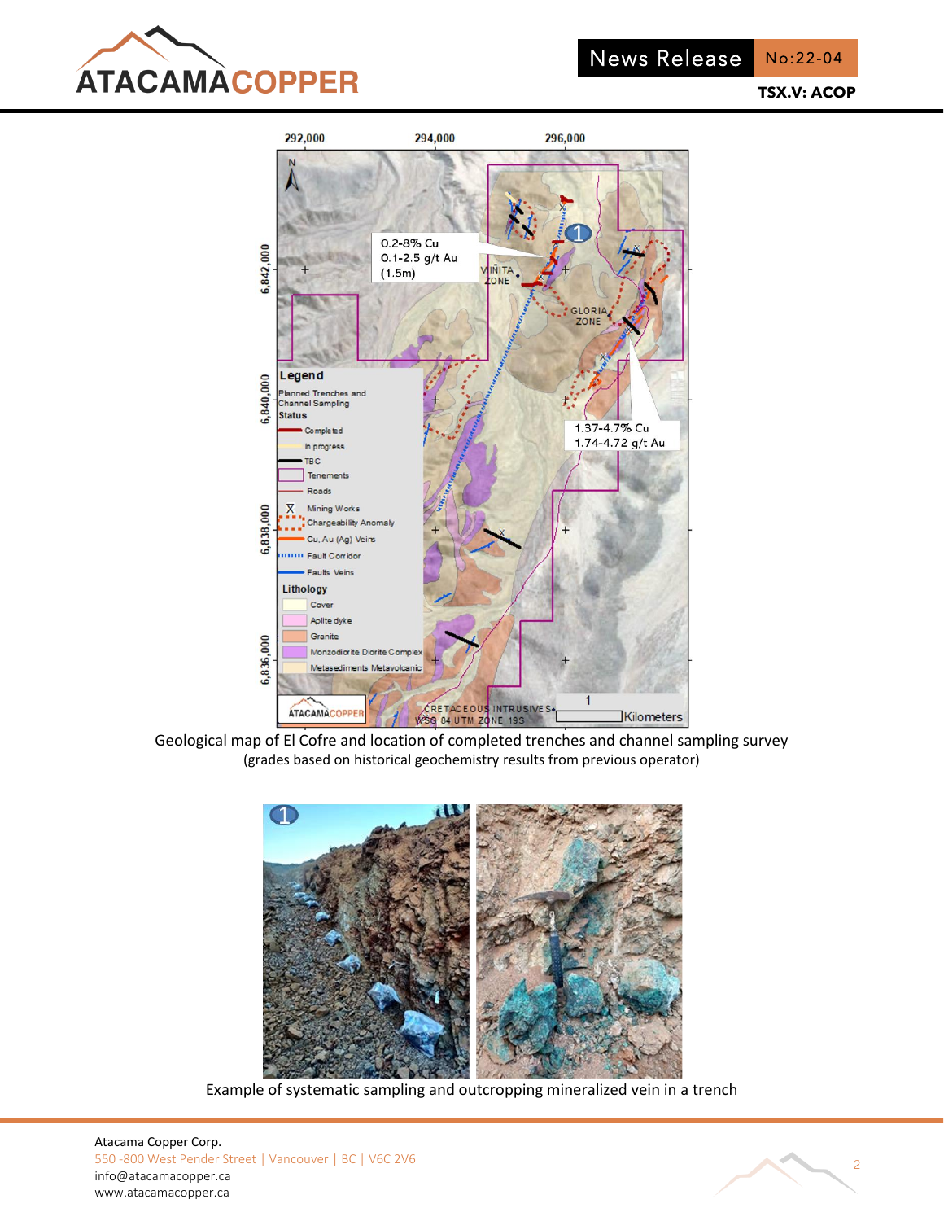Geological map of El Cofre and location of completed trenches and channel sampling survey
(grades based on historical geochemistry results from previous operator)

Example of systematic sampling and outcropping mineralized vein in a trench

Atacama Copper Corp.
550 -800 West Pender Street | Vancouver | BC | V6C 2V6
info@atacamacopper.ca
www.atacamacopper.ca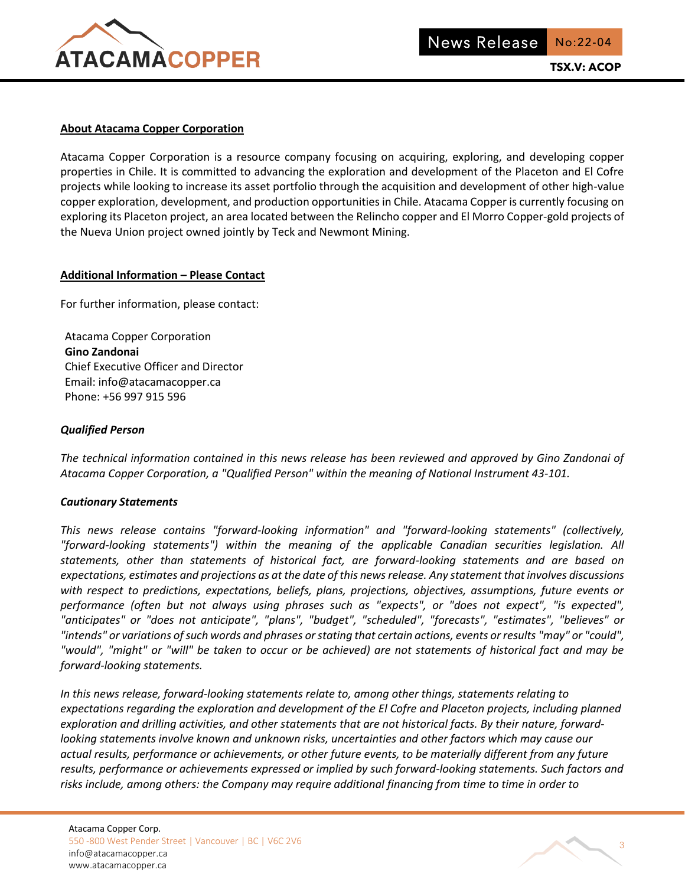**About Atacama Copper Corporation**

Atacama Copper Corporation is a resource company focusing on acquiring, exploring, and developing copper properties in Chile. It is committed to advancing the exploration and development of the Placeton and El Cofre projects while looking to increase its asset portfolio through the acquisition and development of other high-value copper exploration, development, and production opportunities in Chile. Atacama Copper is currently focusing on exploring its Placeton project, an area located between the Relincho copper and El Morro Copper-gold projects of the Nueva Union project owned jointly by Teck and Newmont Mining.

**Additional Information – Please Contact**

For further information, please contact:

Atacama Copper Corporation
**Gino Zandonai**
Chief Executive Officer and Director
Email: info@atacamacopper.ca
Phone: +56 997 915 596

***Qualified Person***

*The technical information contained in this news release has been reviewed and approved by Gino Zandonai of Atacama Copper Corporation, a "Qualified Person" within the meaning of National Instrument 43-101.*

***Cautionary Statements***

*This news release contains "forward-looking information" and "forward-looking statements" (collectively, "forward-looking statements") within the meaning of the applicable Canadian securities legislation. All statements, other than statements of historical fact, are forward-looking statements and are based on expectations, estimates and projections as at the date of this news release. Any statement that involves discussions with respect to predictions, expectations, beliefs, plans, projections, objectives, assumptions, future events or performance (often but not always using phrases such as "expects", or "does not expect", "is expected", "anticipates" or "does not anticipate", "plans", "budget", "scheduled", "forecasts", "estimates", "believes" or "intends" or variations of such words and phrases or stating that certain actions, events or results "may" or "could", "would", "might" or "will" be taken to occur or be achieved) are not statements of historical fact and may be forward-looking statements.*

*In this news release, forward-looking statements relate to, among other things, statements relating to expectations regarding the exploration and development of the El Cofre and Placeton projects, including planned exploration and drilling activities, and other statements that are not historical facts. By their nature, forward-looking statements involve known and unknown risks, uncertainties and other factors which may cause our actual results, performance or achievements, or other future events, to be materially different from any future results, performance or achievements expressed or implied by such forward-looking statements. Such factors and risks include, among others: the Company may require additional financing from time to time in order to*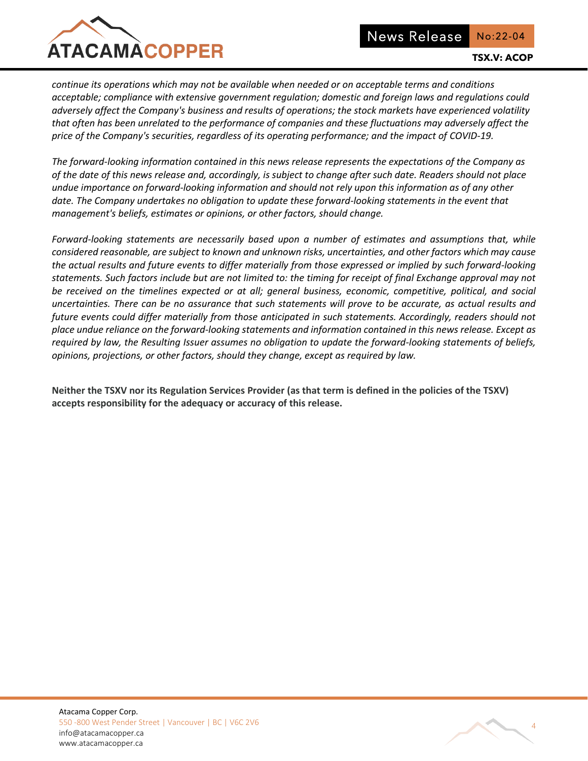*continue its operations which may not be available when needed or on acceptable terms and conditions acceptable; compliance with extensive government regulation; domestic and foreign laws and regulations could adversely affect the Company's business and results of operations; the stock markets have experienced volatility that often has been unrelated to the performance of companies and these fluctuations may adversely affect the price of the Company's securities, regardless of its operating performance; and the impact of COVID-19.*

*The forward-looking information contained in this news release represents the expectations of the Company as of the date of this news release and, accordingly, is subject to change after such date. Readers should not place undue importance on forward-looking information and should not rely upon this information as of any other date. The Company undertakes no obligation to update these forward-looking statements in the event that management's beliefs, estimates or opinions, or other factors, should change.*

*Forward-looking statements are necessarily based upon a number of estimates and assumptions that, while considered reasonable, are subject to known and unknown risks, uncertainties, and other factors which may cause the actual results and future events to differ materially from those expressed or implied by such forward-looking statements. Such factors include but are not limited to: the timing for receipt of final Exchange approval may not be received on the timelines expected or at all; general business, economic, competitive, political, and social uncertainties. There can be no assurance that such statements will prove to be accurate, as actual results and future events could differ materially from those anticipated in such statements. Accordingly, readers should not place undue reliance on the forward-looking statements and information contained in this news release. Except as required by law, the Resulting Issuer assumes no obligation to update the forward-looking statements of beliefs, opinions, projections, or other factors, should they change, except as required by law.*

**Neither the TSXV nor its Regulation Services Provider (as that term is defined in the policies of the TSXV) accepts responsibility for the adequacy or accuracy of this release.**